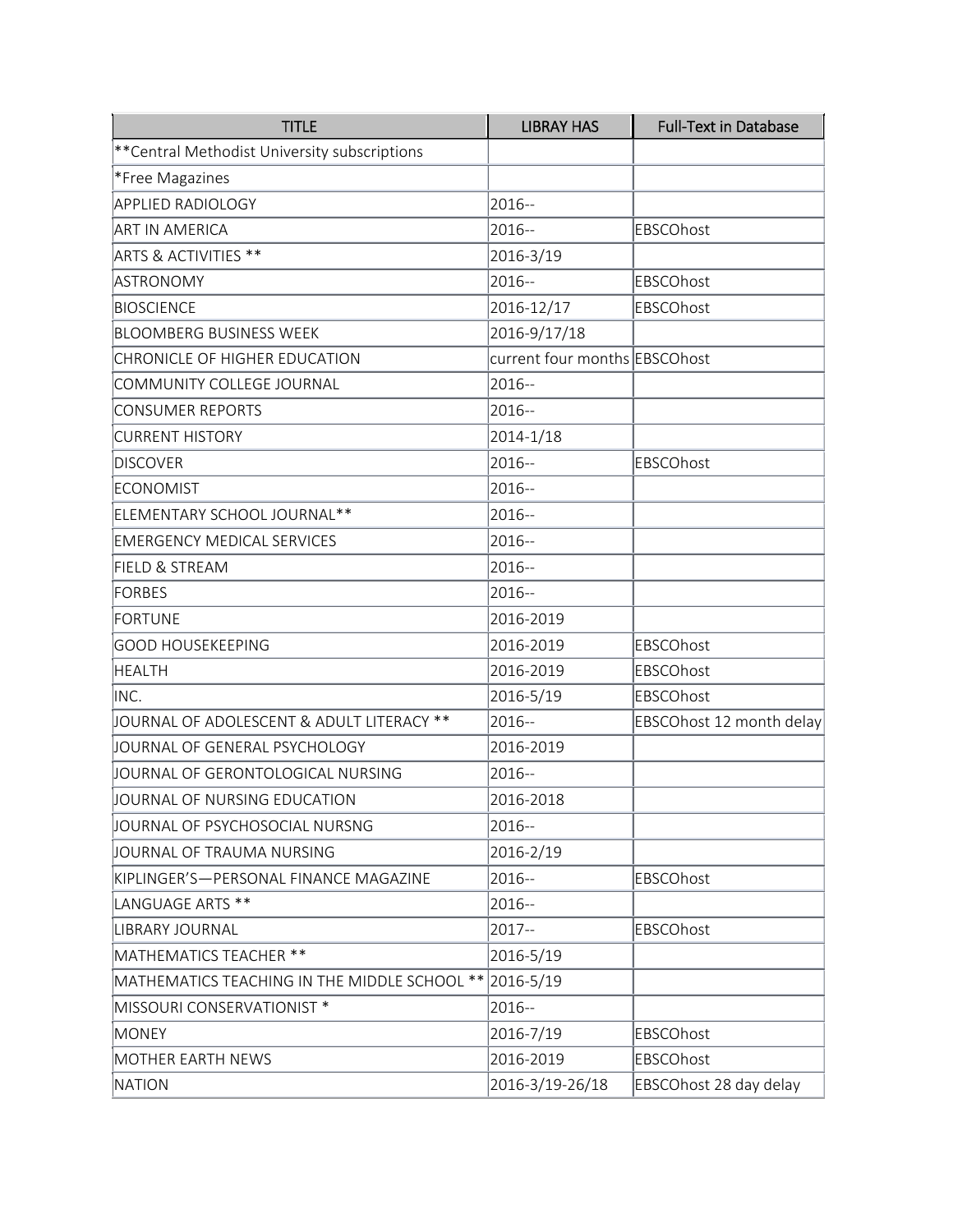| TITLE | LIBRAY HAS | Full-Text in Database |
|---|---|---|
| **Central Methodist University subscriptions | | |
| *Free Magazines | | |
| APPLIED RADIOLOGY | 2016-- | |
| ART IN AMERICA | 2016-- | EBSCOhost |
| ARTS & ACTIVITIES ** | 2016-3/19 | |
| ASTRONOMY | 2016-- | EBSCOhost |
| BIOSCIENCE | 2016-12/17 | EBSCOhost |
| BLOOMBERG BUSINESS WEEK | 2016-9/17/18 | |
| CHRONICLE OF HIGHER EDUCATION | current four months | EBSCOhost |
| COMMUNITY COLLEGE JOURNAL | 2016-- | |
| CONSUMER REPORTS | 2016-- | |
| CURRENT HISTORY | 2014-1/18 | |
| DISCOVER | 2016-- | EBSCOhost |
| ECONOMIST | 2016-- | |
| ELEMENTARY SCHOOL JOURNAL** | 2016-- | |
| EMERGENCY MEDICAL SERVICES | 2016-- | |
| FIELD & STREAM | 2016-- | |
| FORBES | 2016-- | |
| FORTUNE | 2016-2019 | |
| GOOD HOUSEKEEPING | 2016-2019 | EBSCOhost |
| HEALTH | 2016-2019 | EBSCOhost |
| INC. | 2016-5/19 | EBSCOhost |
| JOURNAL OF ADOLESCENT & ADULT LITERACY ** | 2016-- | EBSCOhost 12 month delay |
| JOURNAL OF GENERAL PSYCHOLOGY | 2016-2019 | |
| JOURNAL OF GERONTOLOGICAL NURSING | 2016-- | |
| JOURNAL OF NURSING EDUCATION | 2016-2018 | |
| JOURNAL OF PSYCHOSOCIAL NURSNG | 2016-- | |
| JOURNAL OF TRAUMA NURSING | 2016-2/19 | |
| KIPLINGER'S—PERSONAL FINANCE MAGAZINE | 2016-- | EBSCOhost |
| LANGUAGE ARTS ** | 2016-- | |
| LIBRARY JOURNAL | 2017-- | EBSCOhost |
| MATHEMATICS TEACHER ** | 2016-5/19 | |
| MATHEMATICS TEACHING IN THE MIDDLE SCHOOL ** | 2016-5/19 | |
| MISSOURI CONSERVATIONIST * | 2016-- | |
| MONEY | 2016-7/19 | EBSCOhost |
| MOTHER EARTH NEWS | 2016-2019 | EBSCOhost |
| NATION | 2016-3/19-26/18 | EBSCOhost 28 day delay |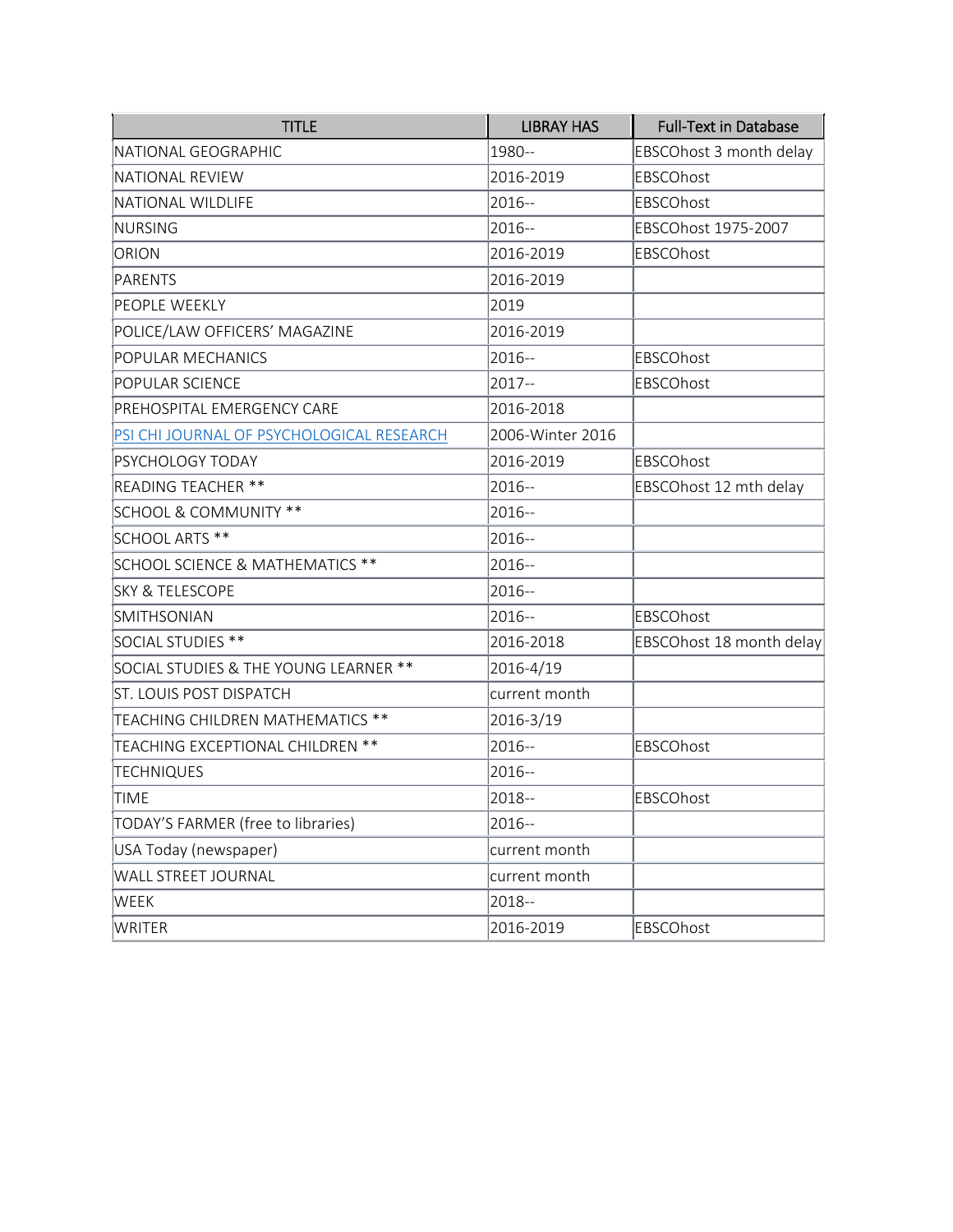| TITLE | LIBRAY HAS | Full-Text in Database |
| --- | --- | --- |
| NATIONAL GEOGRAPHIC | 1980-- | EBSCOhost 3 month delay |
| NATIONAL REVIEW | 2016-2019 | EBSCOhost |
| NATIONAL WILDLIFE | 2016-- | EBSCOhost |
| NURSING | 2016-- | EBSCOhost 1975-2007 |
| ORION | 2016-2019 | EBSCOhost |
| PARENTS | 2016-2019 | |
| PEOPLE WEEKLY | 2019 | |
| POLICE/LAW OFFICERS' MAGAZINE | 2016-2019 | |
| POPULAR MECHANICS | 2016-- | EBSCOhost |
| POPULAR SCIENCE | 2017-- | EBSCOhost |
| PREHOSPITAL EMERGENCY CARE | 2016-2018 | |
| PSI CHI JOURNAL OF PSYCHOLOGICAL RESEARCH | 2006-Winter 2016 | |
| PSYCHOLOGY TODAY | 2016-2019 | EBSCOhost |
| READING TEACHER ** | 2016-- | EBSCOhost 12 mth delay |
| SCHOOL & COMMUNITY ** | 2016-- | |
| SCHOOL ARTS ** | 2016-- | |
| SCHOOL SCIENCE & MATHEMATICS ** | 2016-- | |
| SKY & TELESCOPE | 2016-- | |
| SMITHSONIAN | 2016-- | EBSCOhost |
| SOCIAL STUDIES ** | 2016-2018 | EBSCOhost 18 month delay |
| SOCIAL STUDIES & THE YOUNG LEARNER ** | 2016-4/19 | |
| ST. LOUIS POST DISPATCH | current month | |
| TEACHING CHILDREN MATHEMATICS ** | 2016-3/19 | |
| TEACHING EXCEPTIONAL CHILDREN ** | 2016-- | EBSCOhost |
| TECHNIQUES | 2016-- | |
| TIME | 2018-- | EBSCOhost |
| TODAY'S FARMER (free to libraries) | 2016-- | |
| USA Today (newspaper) | current month | |
| WALL STREET JOURNAL | current month | |
| WEEK | 2018-- | |
| WRITER | 2016-2019 | EBSCOhost |